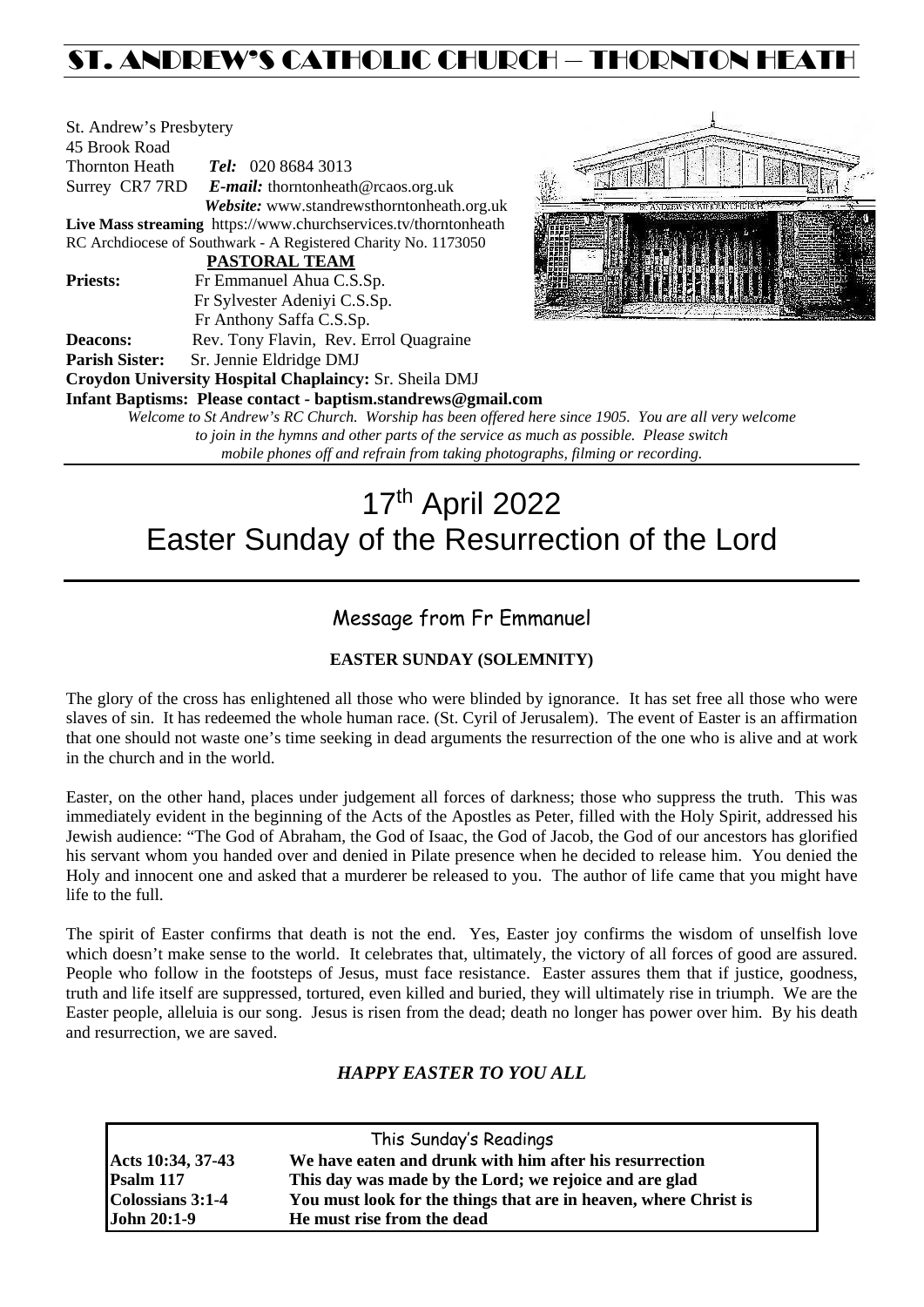# ST. ANDREW'S CATHOLIC CHURCH – THORNTON HEATH

St. Andrew's Presbytery
45 Brook Road
Thornton Heath *Tel:* 020 8684 3013
Surrey CR7 7RD *E-mail:* thorntonheath@rcaos.org.uk
*Website:* www.standrewsthorntonheath.org.uk
**Live Mass streaming** https://www.churchservices.tv/thorntonheath
RC Archdiocese of Southwark - A Registered Charity No. 1173050

**PASTORAL TEAM**

**Priests:** Fr Emmanuel Ahua C.S.Sp.
Fr Sylvester Adeniyi C.S.Sp.
Fr Anthony Saffa C.S.Sp.

**Deacons:** Rev. Tony Flavin, Rev. Errol Quagraine

**Parish Sister:** Sr. Jennie Eldridge DMJ

**Croydon University Hospital Chaplaincy:** Sr. Sheila DMJ

**Infant Baptisms: Please contact - baptism.standrews@gmail.com**

*Welcome to St Andrew's RC Church. Worship has been offered here since 1905. You are all very welcome to join in the hymns and other parts of the service as much as possible. Please switch mobile phones off and refrain from taking photographs, filming or recording.*

# 17th April 2022
# Easter Sunday of the Resurrection of the Lord

## Message from Fr Emmanuel

**EASTER SUNDAY (SOLEMNITY)**

The glory of the cross has enlightened all those who were blinded by ignorance. It has set free all those who were slaves of sin. It has redeemed the whole human race. (St. Cyril of Jerusalem). The event of Easter is an affirmation that one should not waste one's time seeking in dead arguments the resurrection of the one who is alive and at work in the church and in the world.

Easter, on the other hand, places under judgement all forces of darkness; those who suppress the truth. This was immediately evident in the beginning of the Acts of the Apostles as Peter, filled with the Holy Spirit, addressed his Jewish audience: "The God of Abraham, the God of Isaac, the God of Jacob, the God of our ancestors has glorified his servant whom you handed over and denied in Pilate presence when he decided to release him. You denied the Holy and innocent one and asked that a murderer be released to you. The author of life came that you might have life to the full.

The spirit of Easter confirms that death is not the end. Yes, Easter joy confirms the wisdom of unselfish love which doesn't make sense to the world. It celebrates that, ultimately, the victory of all forces of good are assured. People who follow in the footsteps of Jesus, must face resistance. Easter assures them that if justice, goodness, truth and life itself are suppressed, tortured, even killed and buried, they will ultimately rise in triumph. We are the Easter people, alleluia is our song. Jesus is risen from the dead; death no longer has power over him. By his death and resurrection, we are saved.

***HAPPY EASTER TO YOU ALL***

| This Sunday's Readings | |
|---|---|
| **Acts 10:34, 37-43** | **We have eaten and drunk with him after his resurrection** |
| **Psalm 117** | **This day was made by the Lord; we rejoice and are glad** |
| **Colossians 3:1-4** | **You must look for the things that are in heaven, where Christ is** |
| **John 20:1-9** | **He must rise from the dead** |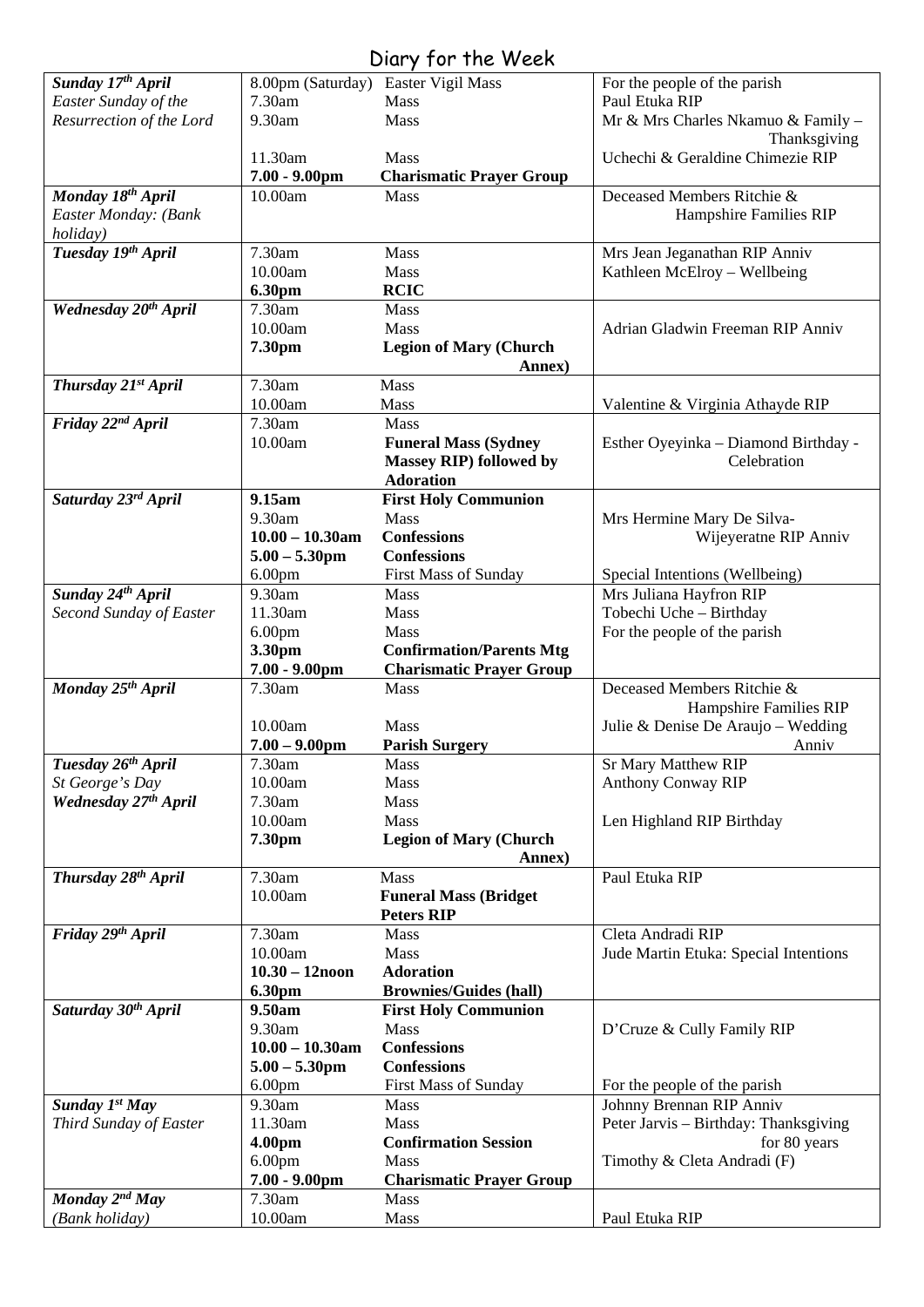# Diary for the Week

| Day | Time | Event | Intention |
|---|---|---|---|
| ***Sunday 17th April*** *Easter Sunday of the Resurrection of the Lord* | 8.00pm (Saturday) | Easter Vigil Mass | For the people of the parish |
| | 7.30am | Mass | Paul Etuka RIP |
| | 9.30am | Mass | Mr & Mrs Charles Nkamuo & Family – Thanksgiving |
| | 11.30am | Mass | Uchechi & Geraldine Chimezie RIP |
| | **7.00 - 9.00pm** | **Charismatic Prayer Group** | |
| ***Monday 18th April*** *Easter Monday: (Bank holiday)* | 10.00am | Mass | Deceased Members Ritchie & Hampshire Families RIP |
| ***Tuesday 19th April*** | 7.30am | Mass | Mrs Jean Jeganathan RIP Anniv |
| | 10.00am | Mass | Kathleen McElroy – Wellbeing |
| | **6.30pm** | **RCIC** | |
| ***Wednesday 20th April*** | 7.30am | Mass | |
| | 10.00am | Mass | Adrian Gladwin Freeman RIP Anniv |
| | **7.30pm** | **Legion of Mary (Church Annex)** | |
| ***Thursday 21st April*** | 7.30am | Mass | |
| | 10.00am | Mass | Valentine & Virginia Athayde RIP |
| ***Friday 22nd April*** | 7.30am | Mass | |
| | 10.00am | **Funeral Mass (Sydney Massey RIP) followed by Adoration** | Esther Oyeyinka – Diamond Birthday - Celebration |
| ***Saturday 23rd April*** | **9.15am** | **First Holy Communion** | |
| | 9.30am | Mass | Mrs Hermine Mary De Silva-Wijeyeratne RIP Anniv |
| | **10.00 – 10.30am** | **Confessions** | |
| | **5.00 – 5.30pm** | **Confessions** | |
| | 6.00pm | First Mass of Sunday | Special Intentions (Wellbeing) |
| ***Sunday 24th April*** *Second Sunday of Easter* | 9.30am | Mass | Mrs Juliana Hayfron RIP |
| | 11.30am | Mass | Tobechi Uche – Birthday |
| | 6.00pm | Mass | For the people of the parish |
| | **3.30pm** | **Confirmation/Parents Mtg** | |
| | **7.00 - 9.00pm** | **Charismatic Prayer Group** | |
| ***Monday 25th April*** | 7.30am | Mass | Deceased Members Ritchie & Hampshire Families RIP |
| | 10.00am | Mass | Julie & Denise De Araujo – Wedding Anniv |
| | **7.00 – 9.00pm** | **Parish Surgery** | |
| ***Tuesday 26th April*** *St George's Day* | 7.30am | Mass | Sr Mary Matthew RIP |
| | 10.00am | Mass | Anthony Conway RIP |
| ***Wednesday 27th April*** | 7.30am | Mass | |
| | 10.00am | Mass | Len Highland RIP Birthday |
| | **7.30pm** | **Legion of Mary (Church Annex)** | |
| ***Thursday 28th April*** | 7.30am | Mass | Paul Etuka RIP |
| | 10.00am | **Funeral Mass (Bridget Peters RIP** | |
| ***Friday 29th April*** | 7.30am | Mass | Cleta Andradi RIP |
| | 10.00am | Mass | Jude Martin Etuka: Special Intentions |
| | **10.30 – 12noon** | **Adoration** | |
| | **6.30pm** | **Brownies/Guides (hall)** | |
| ***Saturday 30th April*** | **9.50am** | **First Holy Communion** | |
| | 9.30am | Mass | D'Cruze & Cully Family RIP |
| | **10.00 – 10.30am** | **Confessions** | |
| | **5.00 – 5.30pm** | **Confessions** | |
| | 6.00pm | First Mass of Sunday | For the people of the parish |
| ***Sunday 1st May*** *Third Sunday of Easter* | 9.30am | Mass | Johnny Brennan RIP Anniv |
| | 11.30am | Mass | Peter Jarvis – Birthday: Thanksgiving for 80 years |
| | **4.00pm** | **Confirmation Session** | |
| | 6.00pm | Mass | Timothy & Cleta Andradi (F) |
| | **7.00 - 9.00pm** | **Charismatic Prayer Group** | |
| ***Monday 2nd May*** *(Bank holiday)* | 7.30am | Mass | |
| | 10.00am | Mass | Paul Etuka RIP |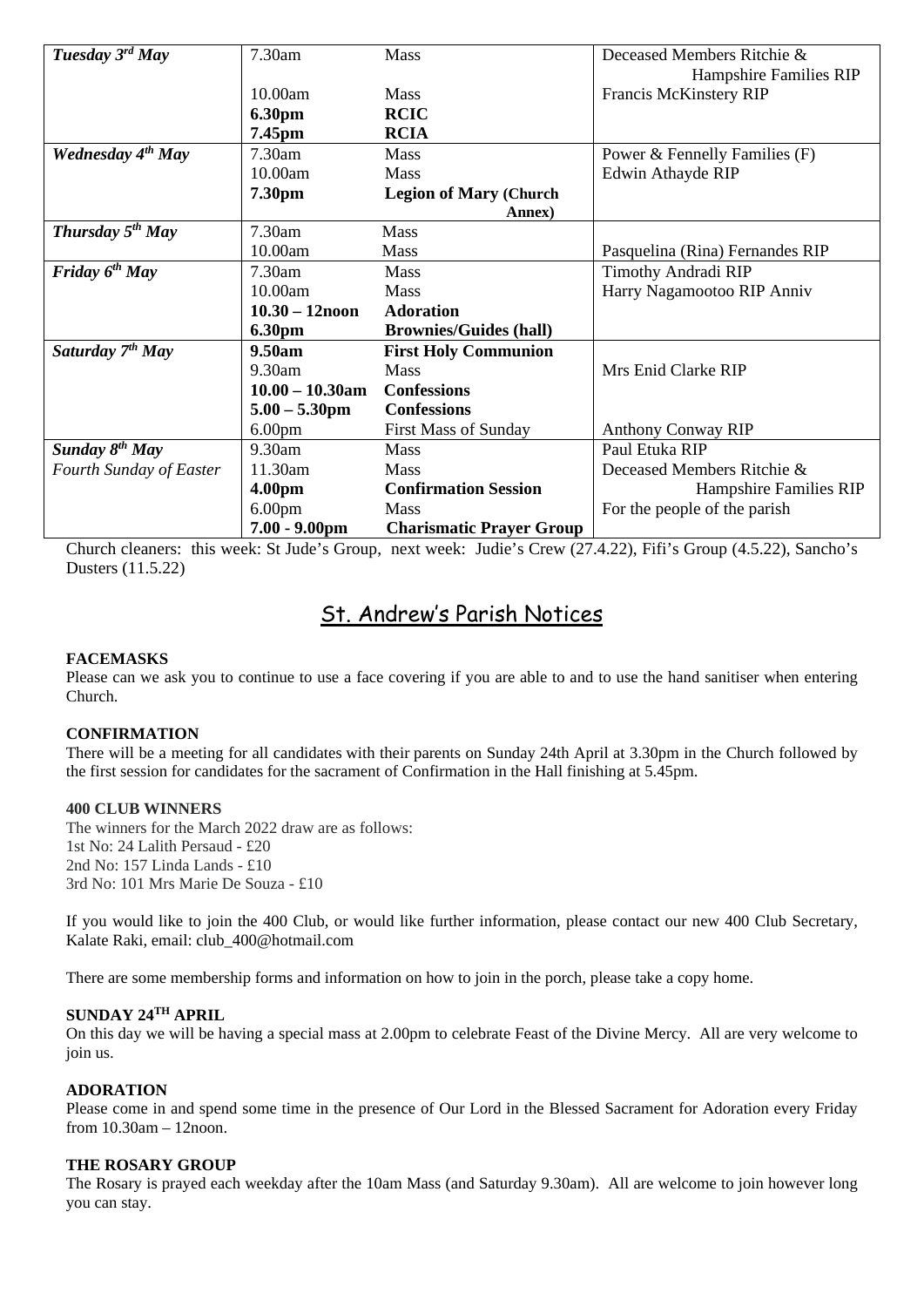| *Tuesday 3rd May* | 7.30am | Mass | Deceased Members Ritchie & Hampshire Families RIP |
|---|---|---|---|
| | 10.00am | Mass | Francis McKinstery RIP |
| | **6.30pm** | **RCIC** | |
| | **7.45pm** | **RCIA** | |
| *Wednesday 4th May* | 7.30am | Mass | Power & Fennelly Families (F) |
| | 10.00am | Mass | Edwin Athayde RIP |
| | **7.30pm** | **Legion of Mary (Church Annex)** | |
| *Thursday 5th May* | 7.30am | Mass | |
| | 10.00am | Mass | Pasquelina (Rina) Fernandes RIP |
| *Friday 6th May* | 7.30am | Mass | Timothy Andradi RIP |
| | 10.00am | Mass | Harry Nagamootoo RIP Anniv |
| | **10.30 – 12noon** | **Adoration** | |
| | **6.30pm** | **Brownies/Guides (hall)** | |
| *Saturday 7th May* | **9.50am** | **First Holy Communion** | |
| | 9.30am | Mass | Mrs Enid Clarke RIP |
| | **10.00 – 10.30am** | **Confessions** | |
| | **5.00 – 5.30pm** | **Confessions** | |
| | 6.00pm | First Mass of Sunday | Anthony Conway RIP |
| *Sunday 8th May* | 9.30am | Mass | Paul Etuka RIP |
| *Fourth Sunday of Easter* | 11.30am | Mass | Deceased Members Ritchie & Hampshire Families RIP |
| | **4.00pm** | **Confirmation Session** | |
| | 6.00pm | Mass | For the people of the parish |
| | **7.00 - 9.00pm** | **Charismatic Prayer Group** | |

Church cleaners: this week: St Jude's Group, next week: Judie's Crew (27.4.22), Fifi's Group (4.5.22), Sancho's Dusters (11.5.22)

# St. Andrew's Parish Notices

**FACEMASKS**

Please can we ask you to continue to use a face covering if you are able to and to use the hand sanitiser when entering Church.

**CONFIRMATION**

There will be a meeting for all candidates with their parents on Sunday 24th April at 3.30pm in the Church followed by the first session for candidates for the sacrament of Confirmation in the Hall finishing at 5.45pm.

**400 CLUB WINNERS**

The winners for the March 2022 draw are as follows:
1st No: 24 Lalith Persaud - £20
2nd No: 157 Linda Lands - £10
3rd No: 101 Mrs Marie De Souza - £10

If you would like to join the 400 Club, or would like further information, please contact our new 400 Club Secretary, Kalate Raki, email: club_400@hotmail.com

There are some membership forms and information on how to join in the porch, please take a copy home.

**SUNDAY 24TH APRIL**

On this day we will be having a special mass at 2.00pm to celebrate Feast of the Divine Mercy. All are very welcome to join us.

**ADORATION**

Please come in and spend some time in the presence of Our Lord in the Blessed Sacrament for Adoration every Friday from 10.30am – 12noon.

**THE ROSARY GROUP**

The Rosary is prayed each weekday after the 10am Mass (and Saturday 9.30am). All are welcome to join however long you can stay.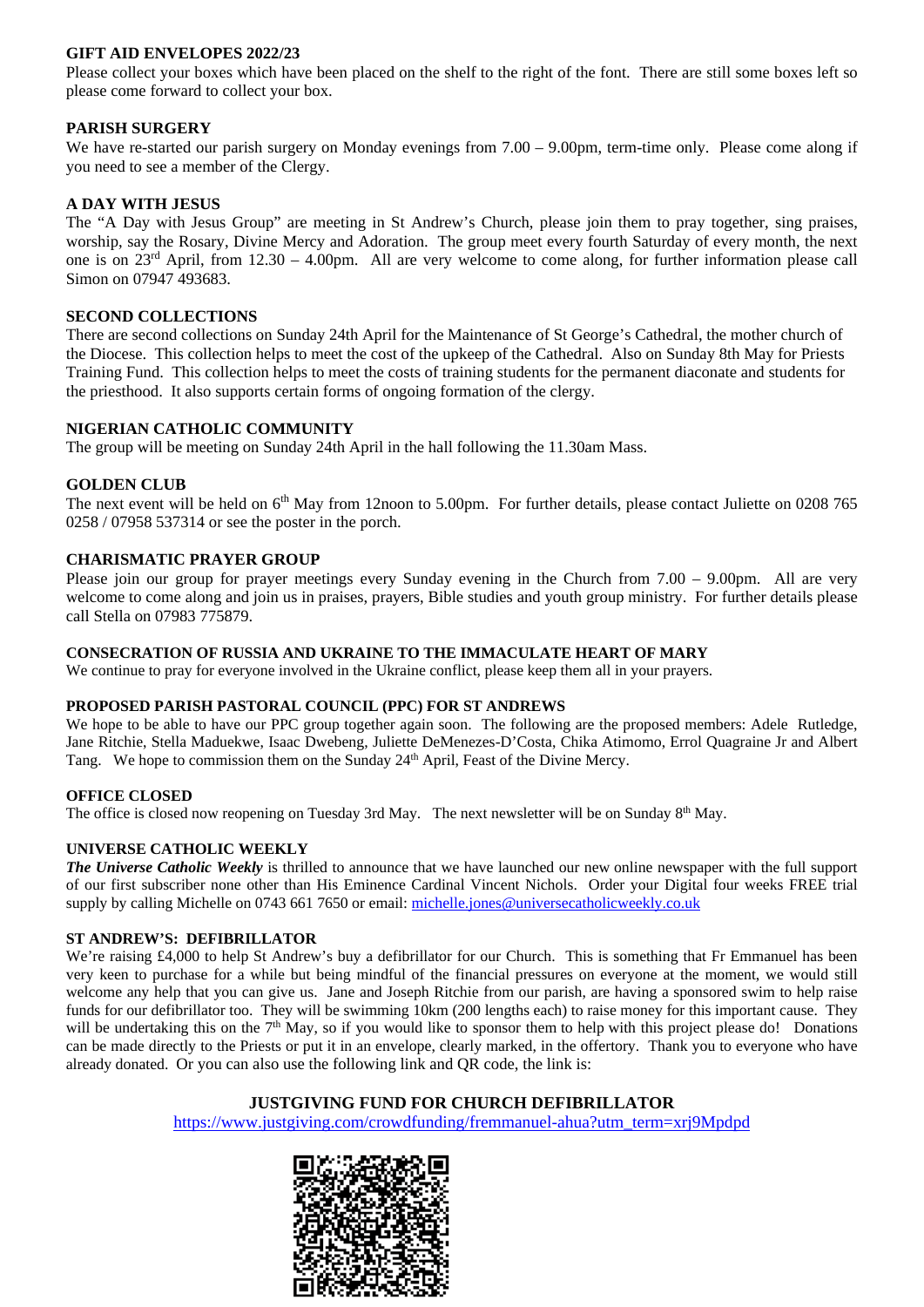**GIFT AID ENVELOPES 2022/23**

Please collect your boxes which have been placed on the shelf to the right of the font. There are still some boxes left so please come forward to collect your box.

**PARISH SURGERY**

We have re-started our parish surgery on Monday evenings from 7.00 – 9.00pm, term-time only. Please come along if you need to see a member of the Clergy.

**A DAY WITH JESUS**

The "A Day with Jesus Group" are meeting in St Andrew's Church, please join them to pray together, sing praises, worship, say the Rosary, Divine Mercy and Adoration. The group meet every fourth Saturday of every month, the next one is on 23rd April, from 12.30 – 4.00pm. All are very welcome to come along, for further information please call Simon on 07947 493683.

**SECOND COLLECTIONS**

There are second collections on Sunday 24th April for the Maintenance of St George's Cathedral, the mother church of the Diocese. This collection helps to meet the cost of the upkeep of the Cathedral. Also on Sunday 8th May for Priests Training Fund. This collection helps to meet the costs of training students for the permanent diaconate and students for the priesthood. It also supports certain forms of ongoing formation of the clergy.

**NIGERIAN CATHOLIC COMMUNITY**

The group will be meeting on Sunday 24th April in the hall following the 11.30am Mass.

**GOLDEN CLUB**

The next event will be held on 6th May from 12noon to 5.00pm. For further details, please contact Juliette on 0208 765 0258 / 07958 537314 or see the poster in the porch.

**CHARISMATIC PRAYER GROUP**

Please join our group for prayer meetings every Sunday evening in the Church from 7.00 – 9.00pm. All are very welcome to come along and join us in praises, prayers, Bible studies and youth group ministry. For further details please call Stella on 07983 775879.

**CONSECRATION OF RUSSIA AND UKRAINE TO THE IMMACULATE HEART OF MARY**

We continue to pray for everyone involved in the Ukraine conflict, please keep them all in your prayers.

**PROPOSED PARISH PASTORAL COUNCIL (PPC) FOR ST ANDREWS**

We hope to be able to have our PPC group together again soon. The following are the proposed members: Adele Rutledge, Jane Ritchie, Stella Maduekwe, Isaac Dwebeng, Juliette DeMenezes-D'Costa, Chika Atimomo, Errol Quagraine Jr and Albert Tang. We hope to commission them on the Sunday 24th April, Feast of the Divine Mercy.

**OFFICE CLOSED**

The office is closed now reopening on Tuesday 3rd May. The next newsletter will be on Sunday 8th May.

**UNIVERSE CATHOLIC WEEKLY**

***The Universe Catholic Weekly*** is thrilled to announce that we have launched our new online newspaper with the full support of our first subscriber none other than His Eminence Cardinal Vincent Nichols. Order your Digital four weeks FREE trial supply by calling Michelle on 0743 661 7650 or email: michelle.jones@universecatholicweekly.co.uk

**ST ANDREW'S: DEFIBRILLATOR**

We're raising £4,000 to help St Andrew's buy a defibrillator for our Church. This is something that Fr Emmanuel has been very keen to purchase for a while but being mindful of the financial pressures on everyone at the moment, we would still welcome any help that you can give us. Jane and Joseph Ritchie from our parish, are having a sponsored swim to help raise funds for our defibrillator too. They will be swimming 10km (200 lengths each) to raise money for this important cause. They will be undertaking this on the 7th May, so if you would like to sponsor them to help with this project please do! Donations can be made directly to the Priests or put it in an envelope, clearly marked, in the offertory. Thank you to everyone who have already donated. Or you can also use the following link and QR code, the link is:

**JUSTGIVING FUND FOR CHURCH DEFIBRILLATOR**

https://www.justgiving.com/crowdfunding/fremmanuel-ahua?utm_term=xrj9Mpdpd